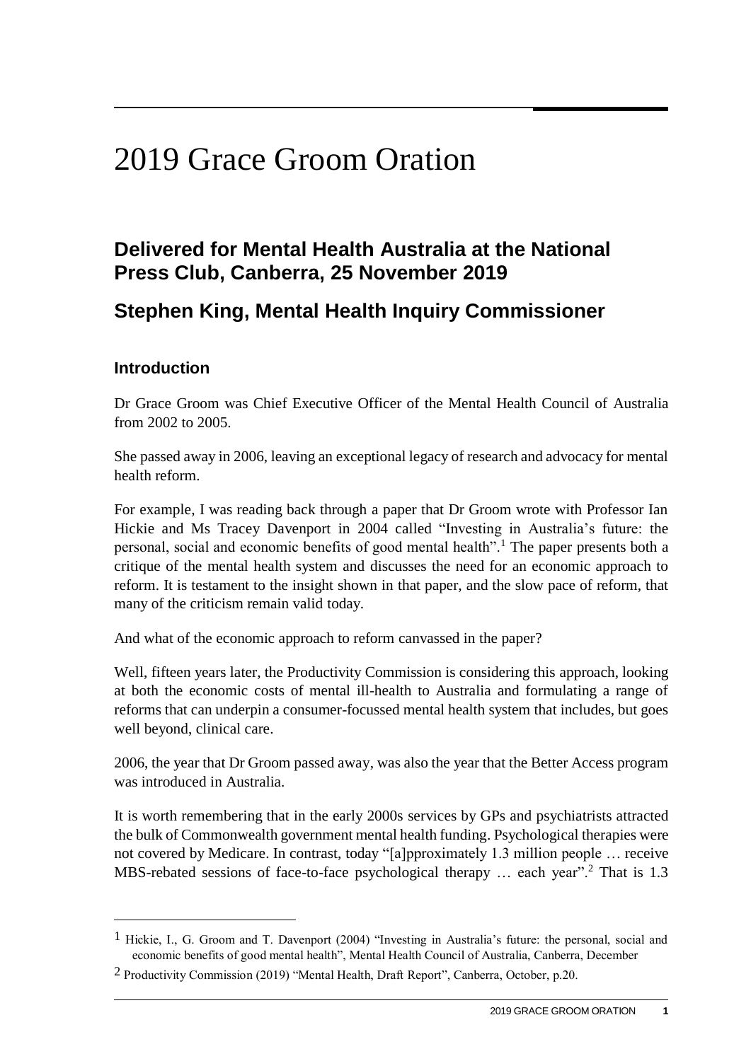# 2019 Grace Groom Oration

## Delivered for Mental Health Australia at the National Press Club, Canberra, 25 November 2019

## Stephen King, Mental Health Inquiry Commissioner

### Introduction

Dr Grace Groom was Chief Executive Officer of the Mental Health Council of Australia from 2002 to 2005.

She passed away in 2006, leaving an exceptional legacy of research and advocacy for mental health reform.

For example, I was reading back through a paper that Dr Groom wrote with Professor Ian Hickie and Ms Tracey Davenport in 2004 called "Investing in Australia's future: the personal, social and economic benefits of good mental health".[1] The paper presents both a critique of the mental health system and discusses the need for an economic approach to reform. It is testament to the insight shown in that paper, and the slow pace of reform, that many of the criticism remain valid today.

And what of the economic approach to reform canvassed in the paper?

Well, fifteen years later, the Productivity Commission is considering this approach, looking at both the economic costs of mental ill-health to Australia and formulating a range of reforms that can underpin a consumer-focussed mental health system that includes, but goes well beyond, clinical care.

2006, the year that Dr Groom passed away, was also the year that the Better Access program was introduced in Australia.

It is worth remembering that in the early 2000s services by GPs and psychiatrists attracted the bulk of Commonwealth government mental health funding. Psychological therapies were not covered by Medicare. In contrast, today "[a]pproximately 1.3 million people … receive MBS-rebated sessions of face-to-face psychological therapy … each year".[2] That is 1.3

[1] Hickie, I., G. Groom and T. Davenport (2004) "Investing in Australia's future: the personal, social and economic benefits of good mental health", Mental Health Council of Australia, Canberra, December

[2] Productivity Commission (2019) "Mental Health, Draft Report", Canberra, October, p.20.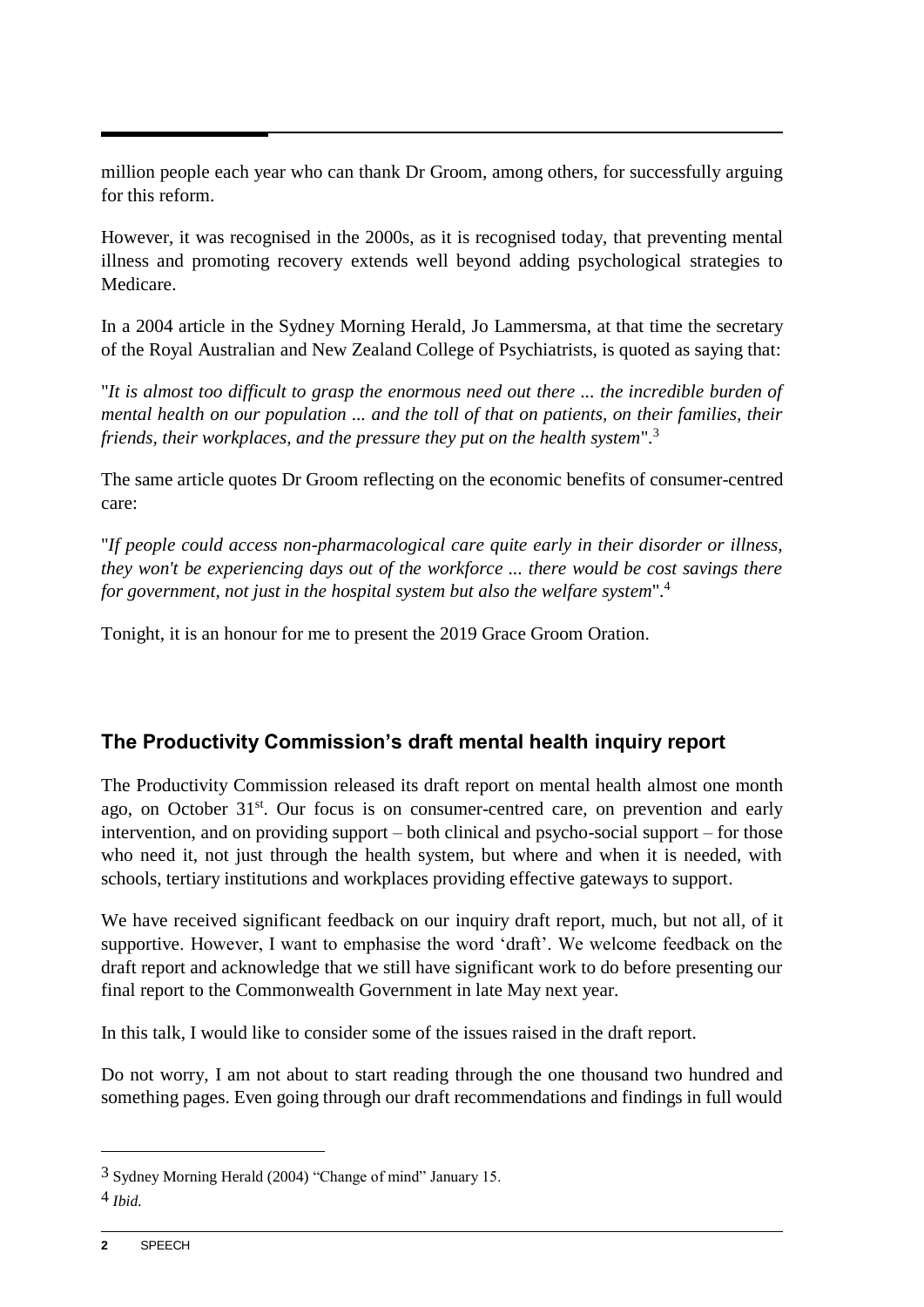million people each year who can thank Dr Groom, among others, for successfully arguing for this reform.

However, it was recognised in the 2000s, as it is recognised today, that preventing mental illness and promoting recovery extends well beyond adding psychological strategies to Medicare.

In a 2004 article in the Sydney Morning Herald, Jo Lammersma, at that time the secretary of the Royal Australian and New Zealand College of Psychiatrists, is quoted as saying that:

"*It is almost too difficult to grasp the enormous need out there ... the incredible burden of mental health on our population ... and the toll of that on patients, on their families, their friends, their workplaces, and the pressure they put on the health system*".[3]

The same article quotes Dr Groom reflecting on the economic benefits of consumer-centred care:

"*If people could access non-pharmacological care quite early in their disorder or illness, they won't be experiencing days out of the workforce ... there would be cost savings there for government, not just in the hospital system but also the welfare system*".[4]

Tonight, it is an honour for me to present the 2019 Grace Groom Oration.

## The Productivity Commission's draft mental health inquiry report

The Productivity Commission released its draft report on mental health almost one month ago, on October 31st. Our focus is on consumer-centred care, on prevention and early intervention, and on providing support – both clinical and psycho-social support – for those who need it, not just through the health system, but where and when it is needed, with schools, tertiary institutions and workplaces providing effective gateways to support.

We have received significant feedback on our inquiry draft report, much, but not all, of it supportive. However, I want to emphasise the word 'draft'. We welcome feedback on the draft report and acknowledge that we still have significant work to do before presenting our final report to the Commonwealth Government in late May next year.

In this talk, I would like to consider some of the issues raised in the draft report.

Do not worry, I am not about to start reading through the one thousand two hundred and something pages. Even going through our draft recommendations and findings in full would

---

[3] Sydney Morning Herald (2004) "Change of mind" January 15.

[4] *Ibid.*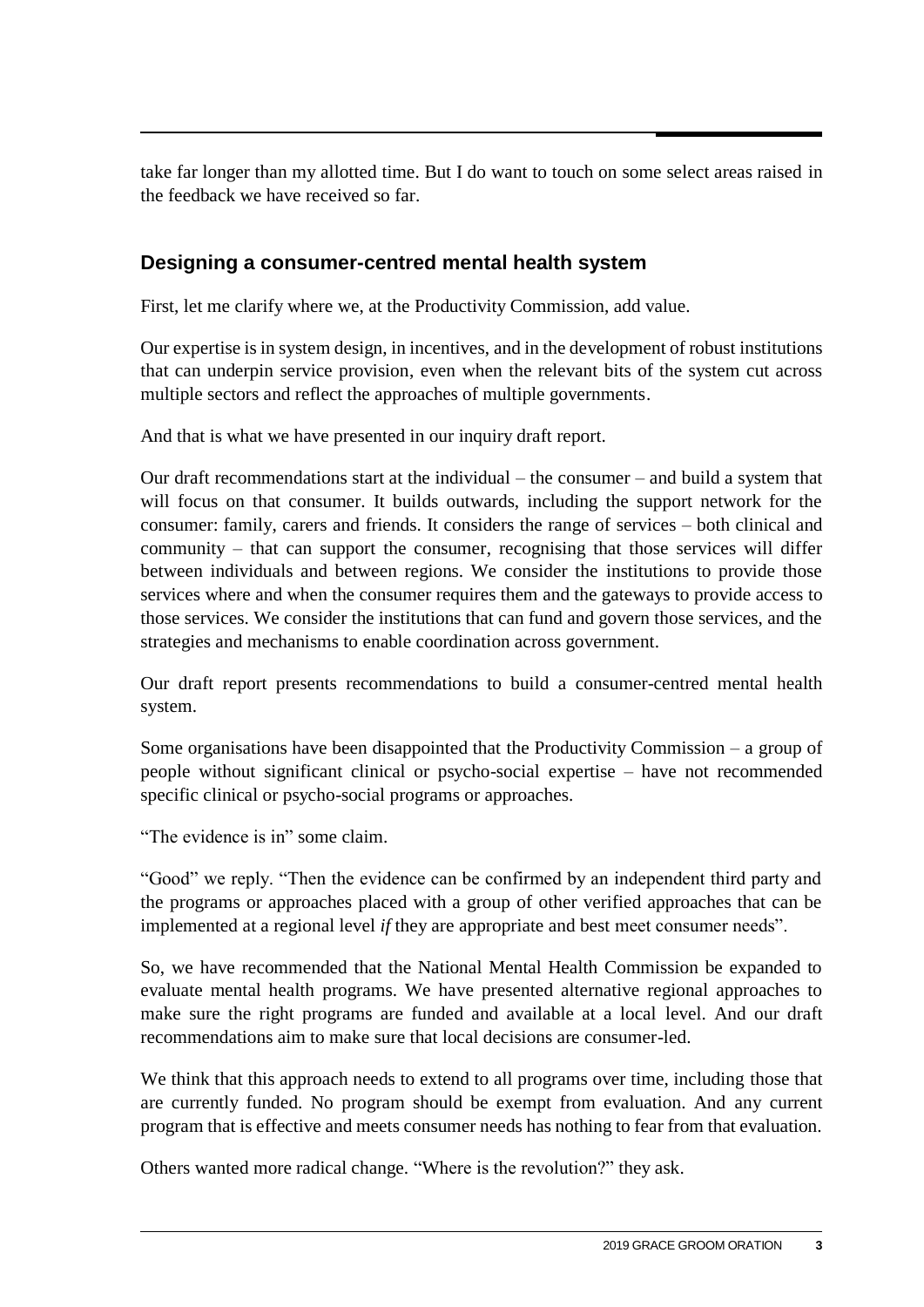take far longer than my allotted time. But I do want to touch on some select areas raised in the feedback we have received so far.

## Designing a consumer-centred mental health system

First, let me clarify where we, at the Productivity Commission, add value.

Our expertise is in system design, in incentives, and in the development of robust institutions that can underpin service provision, even when the relevant bits of the system cut across multiple sectors and reflect the approaches of multiple governments.

And that is what we have presented in our inquiry draft report.

Our draft recommendations start at the individual – the consumer – and build a system that will focus on that consumer. It builds outwards, including the support network for the consumer: family, carers and friends. It considers the range of services – both clinical and community – that can support the consumer, recognising that those services will differ between individuals and between regions. We consider the institutions to provide those services where and when the consumer requires them and the gateways to provide access to those services. We consider the institutions that can fund and govern those services, and the strategies and mechanisms to enable coordination across government.

Our draft report presents recommendations to build a consumer-centred mental health system.

Some organisations have been disappointed that the Productivity Commission – a group of people without significant clinical or psycho-social expertise – have not recommended specific clinical or psycho-social programs or approaches.

"The evidence is in" some claim.

"Good" we reply. "Then the evidence can be confirmed by an independent third party and the programs or approaches placed with a group of other verified approaches that can be implemented at a regional level *if* they are appropriate and best meet consumer needs".

So, we have recommended that the National Mental Health Commission be expanded to evaluate mental health programs. We have presented alternative regional approaches to make sure the right programs are funded and available at a local level. And our draft recommendations aim to make sure that local decisions are consumer-led.

We think that this approach needs to extend to all programs over time, including those that are currently funded. No program should be exempt from evaluation. And any current program that is effective and meets consumer needs has nothing to fear from that evaluation.

Others wanted more radical change. "Where is the revolution?" they ask.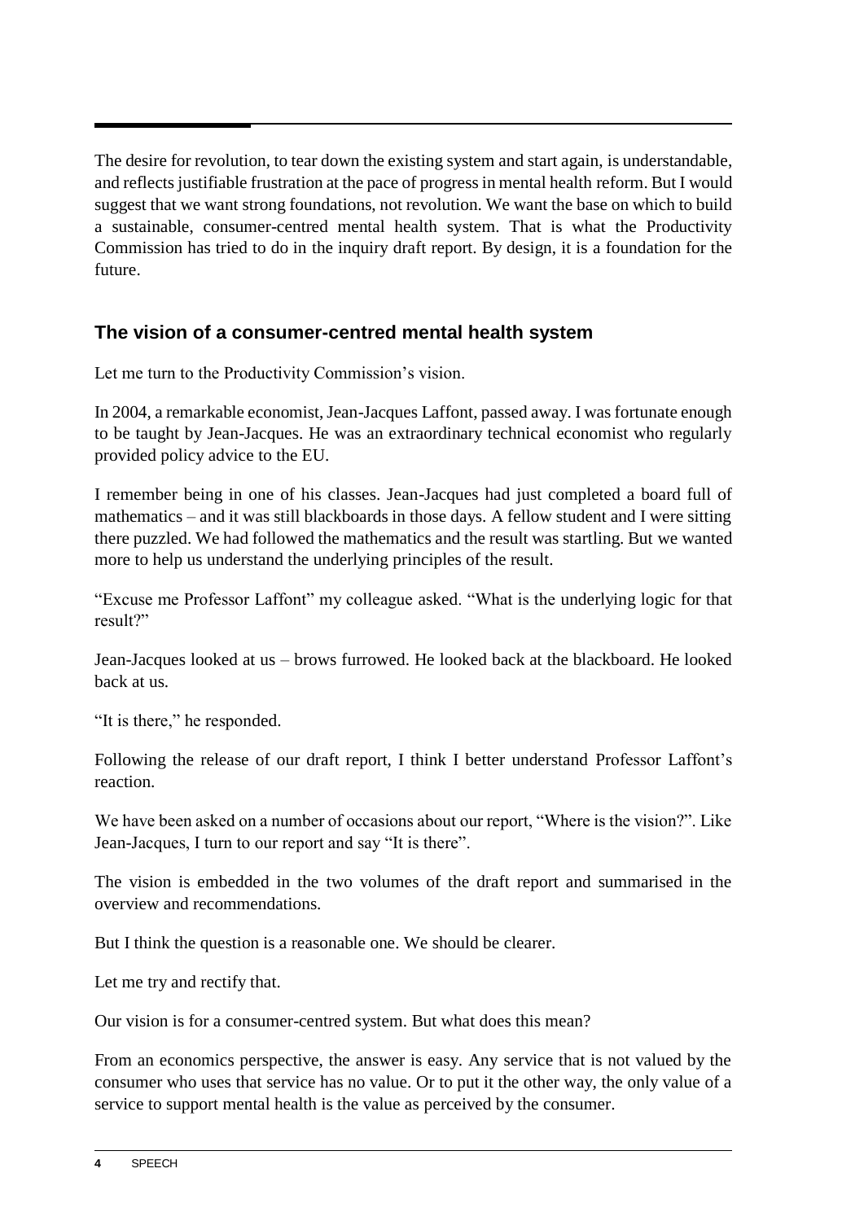The desire for revolution, to tear down the existing system and start again, is understandable, and reflects justifiable frustration at the pace of progress in mental health reform. But I would suggest that we want strong foundations, not revolution. We want the base on which to build a sustainable, consumer-centred mental health system. That is what the Productivity Commission has tried to do in the inquiry draft report. By design, it is a foundation for the future.

## The vision of a consumer-centred mental health system

Let me turn to the Productivity Commission's vision.

In 2004, a remarkable economist, Jean-Jacques Laffont, passed away. I was fortunate enough to be taught by Jean-Jacques. He was an extraordinary technical economist who regularly provided policy advice to the EU.

I remember being in one of his classes. Jean-Jacques had just completed a board full of mathematics – and it was still blackboards in those days. A fellow student and I were sitting there puzzled. We had followed the mathematics and the result was startling. But we wanted more to help us understand the underlying principles of the result.

"Excuse me Professor Laffont" my colleague asked. "What is the underlying logic for that result?"

Jean-Jacques looked at us – brows furrowed. He looked back at the blackboard. He looked back at us.

"It is there," he responded.

Following the release of our draft report, I think I better understand Professor Laffont's reaction.

We have been asked on a number of occasions about our report, "Where is the vision?". Like Jean-Jacques, I turn to our report and say "It is there".

The vision is embedded in the two volumes of the draft report and summarised in the overview and recommendations.

But I think the question is a reasonable one. We should be clearer.

Let me try and rectify that.

Our vision is for a consumer-centred system. But what does this mean?

From an economics perspective, the answer is easy. Any service that is not valued by the consumer who uses that service has no value. Or to put it the other way, the only value of a service to support mental health is the value as perceived by the consumer.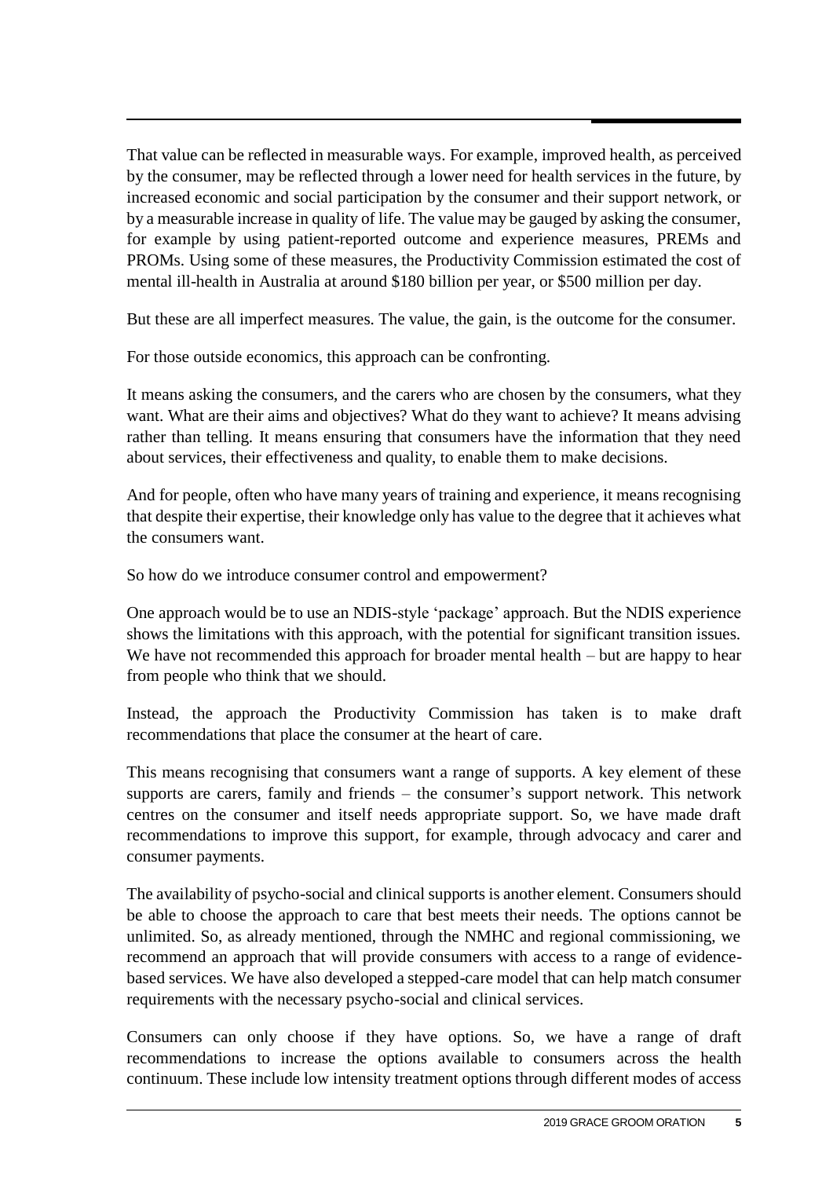That value can be reflected in measurable ways. For example, improved health, as perceived by the consumer, may be reflected through a lower need for health services in the future, by increased economic and social participation by the consumer and their support network, or by a measurable increase in quality of life. The value may be gauged by asking the consumer, for example by using patient-reported outcome and experience measures, PREMs and PROMs. Using some of these measures, the Productivity Commission estimated the cost of mental ill-health in Australia at around $180 billion per year, or $500 million per day.

But these are all imperfect measures. The value, the gain, is the outcome for the consumer.

For those outside economics, this approach can be confronting.

It means asking the consumers, and the carers who are chosen by the consumers, what they want. What are their aims and objectives? What do they want to achieve? It means advising rather than telling. It means ensuring that consumers have the information that they need about services, their effectiveness and quality, to enable them to make decisions.

And for people, often who have many years of training and experience, it means recognising that despite their expertise, their knowledge only has value to the degree that it achieves what the consumers want.

So how do we introduce consumer control and empowerment?

One approach would be to use an NDIS-style 'package' approach. But the NDIS experience shows the limitations with this approach, with the potential for significant transition issues. We have not recommended this approach for broader mental health – but are happy to hear from people who think that we should.

Instead, the approach the Productivity Commission has taken is to make draft recommendations that place the consumer at the heart of care.

This means recognising that consumers want a range of supports. A key element of these supports are carers, family and friends – the consumer's support network. This network centres on the consumer and itself needs appropriate support. So, we have made draft recommendations to improve this support, for example, through advocacy and carer and consumer payments.

The availability of psycho-social and clinical supports is another element. Consumers should be able to choose the approach to care that best meets their needs. The options cannot be unlimited. So, as already mentioned, through the NMHC and regional commissioning, we recommend an approach that will provide consumers with access to a range of evidence-based services. We have also developed a stepped-care model that can help match consumer requirements with the necessary psycho-social and clinical services.

Consumers can only choose if they have options. So, we have a range of draft recommendations to increase the options available to consumers across the health continuum. These include low intensity treatment options through different modes of access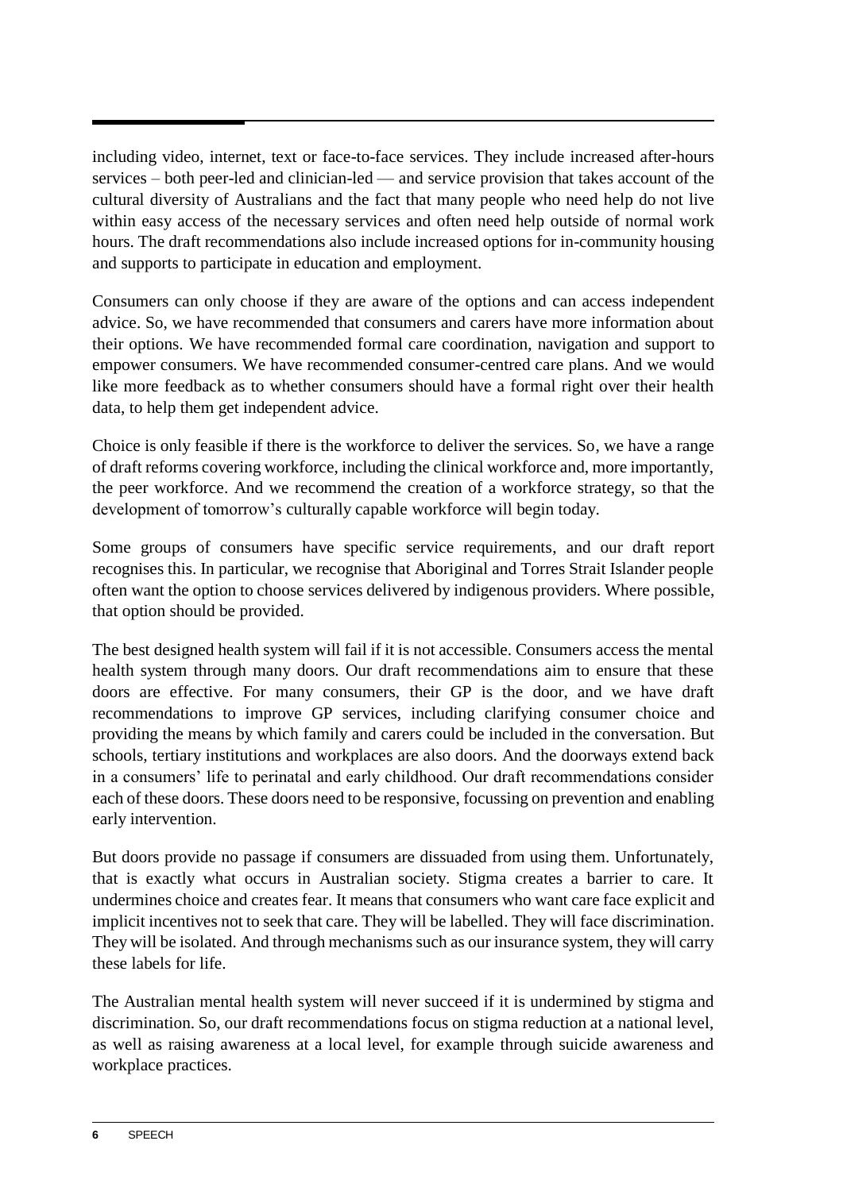including video, internet, text or face-to-face services. They include increased after-hours services – both peer-led and clinician-led — and service provision that takes account of the cultural diversity of Australians and the fact that many people who need help do not live within easy access of the necessary services and often need help outside of normal work hours. The draft recommendations also include increased options for in-community housing and supports to participate in education and employment.

Consumers can only choose if they are aware of the options and can access independent advice. So, we have recommended that consumers and carers have more information about their options. We have recommended formal care coordination, navigation and support to empower consumers. We have recommended consumer-centred care plans. And we would like more feedback as to whether consumers should have a formal right over their health data, to help them get independent advice.

Choice is only feasible if there is the workforce to deliver the services. So, we have a range of draft reforms covering workforce, including the clinical workforce and, more importantly, the peer workforce. And we recommend the creation of a workforce strategy, so that the development of tomorrow's culturally capable workforce will begin today.

Some groups of consumers have specific service requirements, and our draft report recognises this. In particular, we recognise that Aboriginal and Torres Strait Islander people often want the option to choose services delivered by indigenous providers. Where possible, that option should be provided.

The best designed health system will fail if it is not accessible. Consumers access the mental health system through many doors. Our draft recommendations aim to ensure that these doors are effective. For many consumers, their GP is the door, and we have draft recommendations to improve GP services, including clarifying consumer choice and providing the means by which family and carers could be included in the conversation. But schools, tertiary institutions and workplaces are also doors. And the doorways extend back in a consumers' life to perinatal and early childhood. Our draft recommendations consider each of these doors. These doors need to be responsive, focussing on prevention and enabling early intervention.

But doors provide no passage if consumers are dissuaded from using them. Unfortunately, that is exactly what occurs in Australian society. Stigma creates a barrier to care. It undermines choice and creates fear. It means that consumers who want care face explicit and implicit incentives not to seek that care. They will be labelled. They will face discrimination. They will be isolated. And through mechanisms such as our insurance system, they will carry these labels for life.

The Australian mental health system will never succeed if it is undermined by stigma and discrimination. So, our draft recommendations focus on stigma reduction at a national level, as well as raising awareness at a local level, for example through suicide awareness and workplace practices.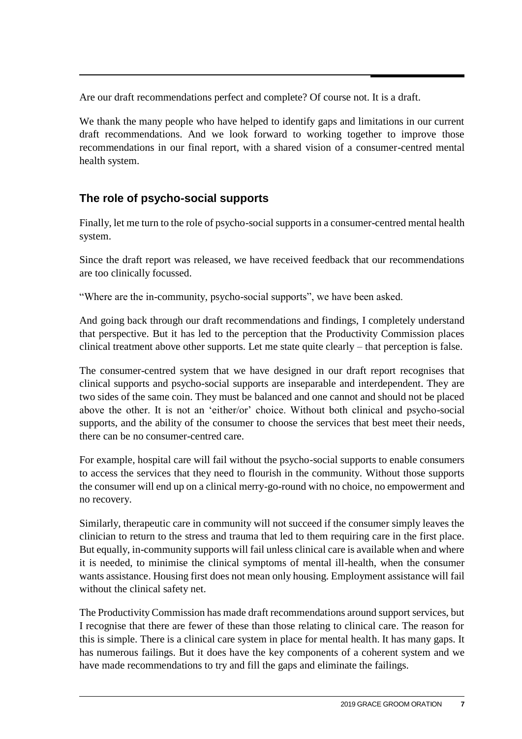Are our draft recommendations perfect and complete? Of course not. It is a draft.

We thank the many people who have helped to identify gaps and limitations in our current draft recommendations. And we look forward to working together to improve those recommendations in our final report, with a shared vision of a consumer-centred mental health system.

## The role of psycho-social supports

Finally, let me turn to the role of psycho-social supports in a consumer-centred mental health system.

Since the draft report was released, we have received feedback that our recommendations are too clinically focussed.

"Where are the in-community, psycho-social supports", we have been asked.

And going back through our draft recommendations and findings, I completely understand that perspective. But it has led to the perception that the Productivity Commission places clinical treatment above other supports. Let me state quite clearly – that perception is false.

The consumer-centred system that we have designed in our draft report recognises that clinical supports and psycho-social supports are inseparable and interdependent. They are two sides of the same coin. They must be balanced and one cannot and should not be placed above the other. It is not an 'either/or' choice. Without both clinical and psycho-social supports, and the ability of the consumer to choose the services that best meet their needs, there can be no consumer-centred care.

For example, hospital care will fail without the psycho-social supports to enable consumers to access the services that they need to flourish in the community. Without those supports the consumer will end up on a clinical merry-go-round with no choice, no empowerment and no recovery.

Similarly, therapeutic care in community will not succeed if the consumer simply leaves the clinician to return to the stress and trauma that led to them requiring care in the first place. But equally, in-community supports will fail unless clinical care is available when and where it is needed, to minimise the clinical symptoms of mental ill-health, when the consumer wants assistance. Housing first does not mean only housing. Employment assistance will fail without the clinical safety net.

The Productivity Commission has made draft recommendations around support services, but I recognise that there are fewer of these than those relating to clinical care. The reason for this is simple. There is a clinical care system in place for mental health. It has many gaps. It has numerous failings. But it does have the key components of a coherent system and we have made recommendations to try and fill the gaps and eliminate the failings.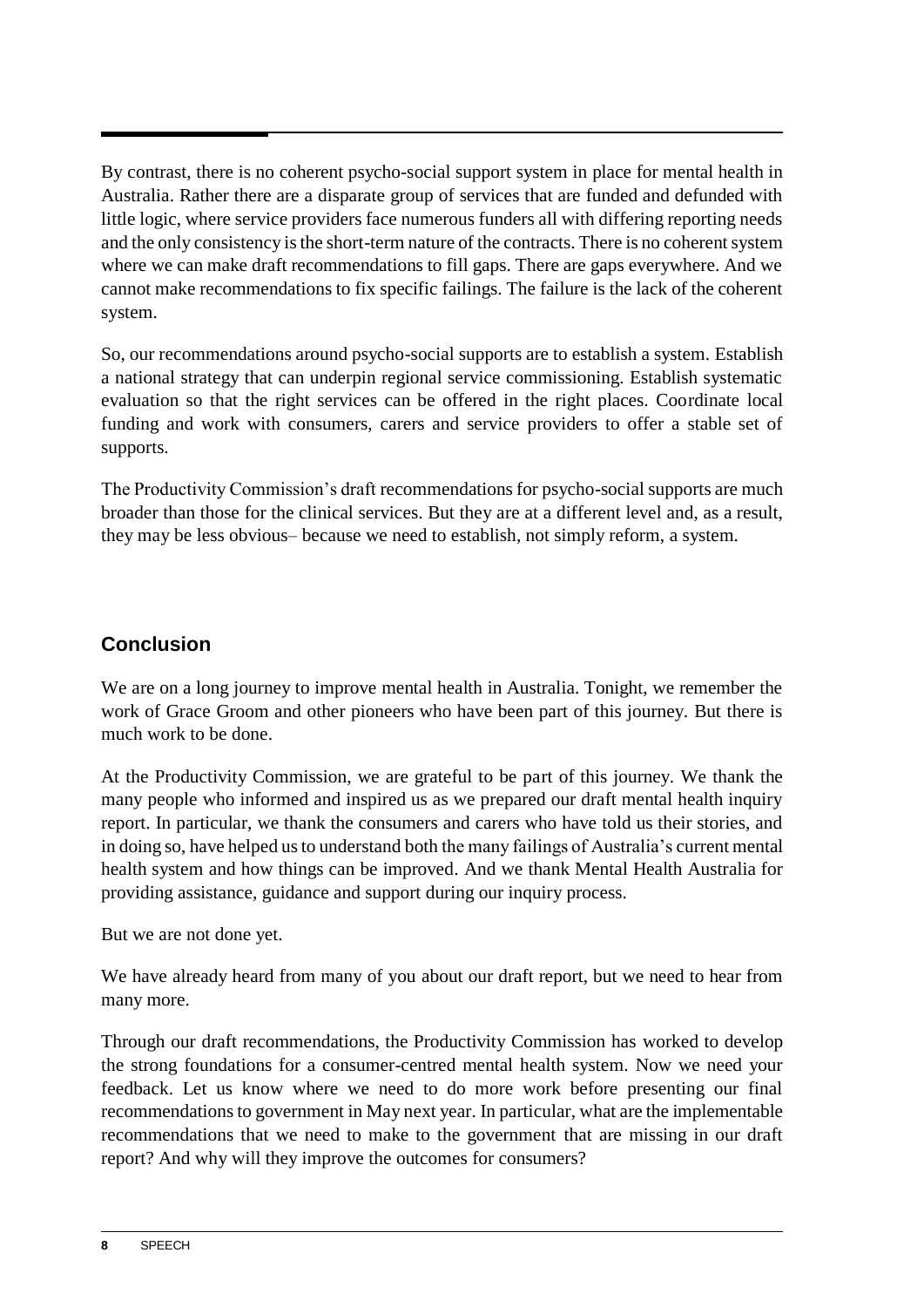By contrast, there is no coherent psycho-social support system in place for mental health in Australia. Rather there are a disparate group of services that are funded and defunded with little logic, where service providers face numerous funders all with differing reporting needs and the only consistency is the short-term nature of the contracts. There is no coherent system where we can make draft recommendations to fill gaps. There are gaps everywhere. And we cannot make recommendations to fix specific failings. The failure is the lack of the coherent system.

So, our recommendations around psycho-social supports are to establish a system. Establish a national strategy that can underpin regional service commissioning. Establish systematic evaluation so that the right services can be offered in the right places. Coordinate local funding and work with consumers, carers and service providers to offer a stable set of supports.

The Productivity Commission's draft recommendations for psycho-social supports are much broader than those for the clinical services. But they are at a different level and, as a result, they may be less obvious– because we need to establish, not simply reform, a system.

## Conclusion

We are on a long journey to improve mental health in Australia. Tonight, we remember the work of Grace Groom and other pioneers who have been part of this journey. But there is much work to be done.

At the Productivity Commission, we are grateful to be part of this journey. We thank the many people who informed and inspired us as we prepared our draft mental health inquiry report. In particular, we thank the consumers and carers who have told us their stories, and in doing so, have helped us to understand both the many failings of Australia's current mental health system and how things can be improved. And we thank Mental Health Australia for providing assistance, guidance and support during our inquiry process.

But we are not done yet.

We have already heard from many of you about our draft report, but we need to hear from many more.

Through our draft recommendations, the Productivity Commission has worked to develop the strong foundations for a consumer-centred mental health system. Now we need your feedback. Let us know where we need to do more work before presenting our final recommendations to government in May next year. In particular, what are the implementable recommendations that we need to make to the government that are missing in our draft report? And why will they improve the outcomes for consumers?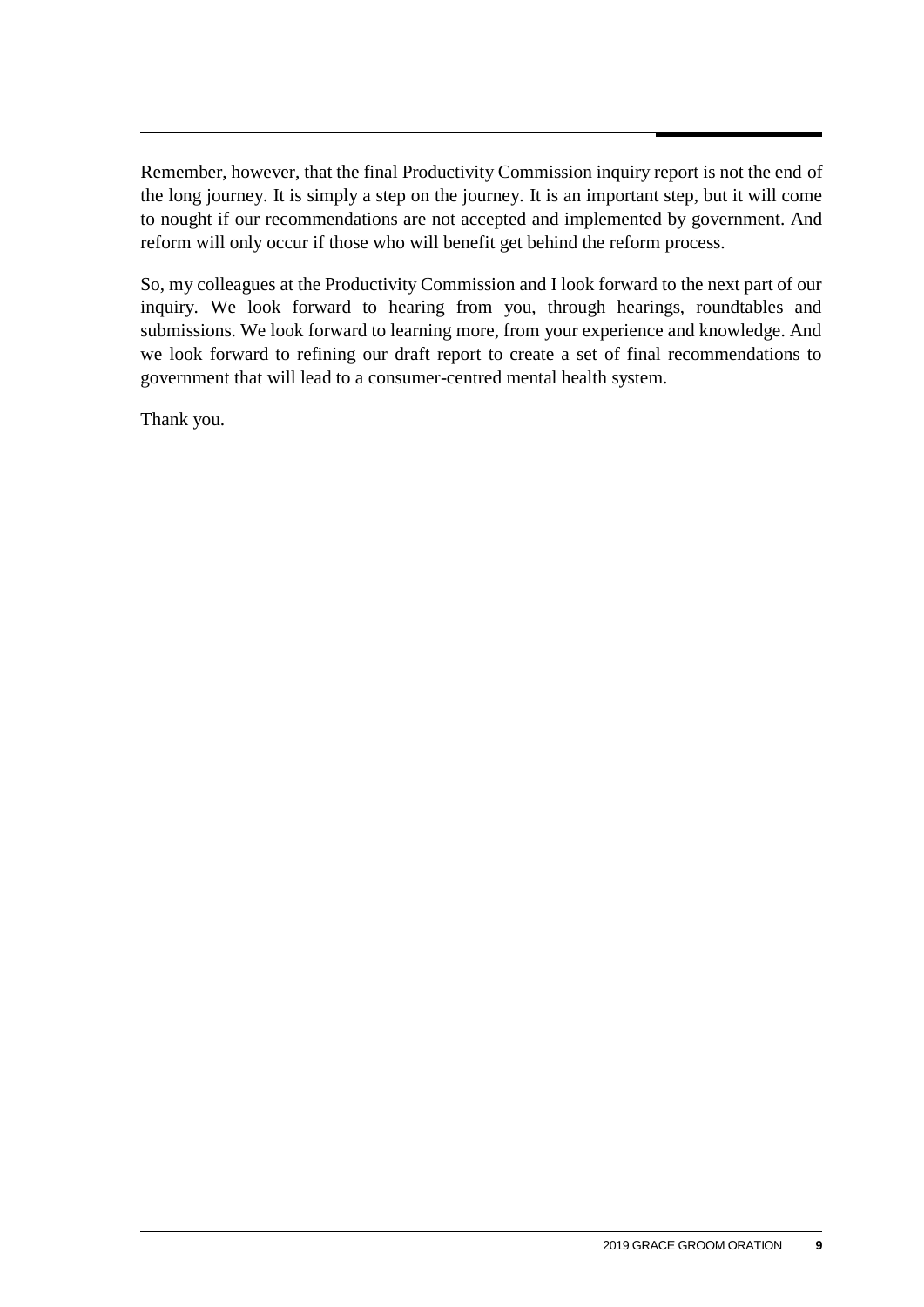Remember, however, that the final Productivity Commission inquiry report is not the end of the long journey. It is simply a step on the journey. It is an important step, but it will come to nought if our recommendations are not accepted and implemented by government. And reform will only occur if those who will benefit get behind the reform process.

So, my colleagues at the Productivity Commission and I look forward to the next part of our inquiry. We look forward to hearing from you, through hearings, roundtables and submissions. We look forward to learning more, from your experience and knowledge. And we look forward to refining our draft report to create a set of final recommendations to government that will lead to a consumer-centred mental health system.

Thank you.